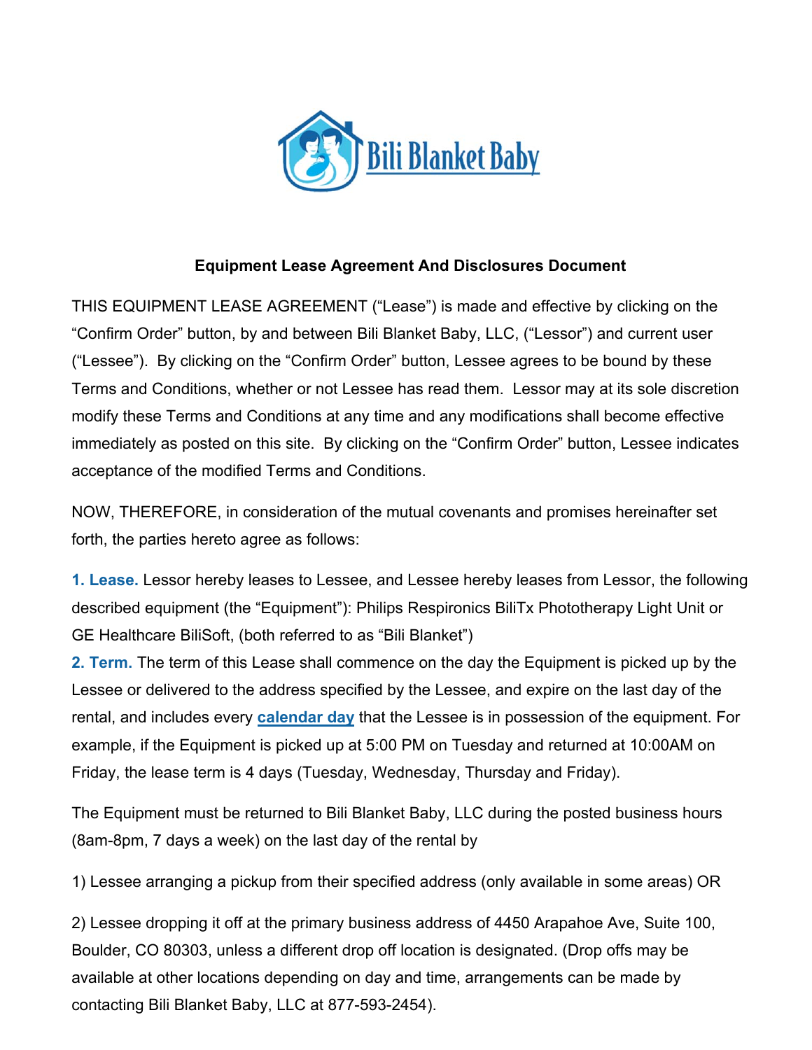Bili Blanket Baby

## Equipment Lease Agreement And Disclosures Document

THIS EQUIPMENT LEASE AGREEMENT ("Lease") is made and effective by clicking on the "Confirm Order" button, by and between Bili Blanket Baby, LLC, ("Lessor") and current user ("Lessee"). By clicking on the "Confirm Order" button, Lessee agrees to be bound by these Terms and Conditions, whether or not Lessee has read them. Lessor may at its sole discretion modify these Terms and Conditions at any time and any modifications shall become effective immediately as posted on this site. By clicking on the "Confirm Order" button, Lessee indicates acceptance of the modified Terms and Conditions.

NOW, THEREFORE, in consideration of the mutual covenants and promises hereinafter set forth, the parties hereto agree as follows:

**1. Lease.** Lessor hereby leases to Lessee, and Lessee hereby leases from Lessor, the following described equipment (the "Equipment"): Philips Respironics BiliTx Phototherapy Light Unit or GE Healthcare BiliSoft, (both referred to as "Bili Blanket")

**2. Term.** The term of this Lease shall commence on the day the Equipment is picked up by the Lessee or delivered to the address specified by the Lessee, and expire on the last day of the rental, and includes every **calendar day** that the Lessee is in possession of the equipment. For example, if the Equipment is picked up at 5:00 PM on Tuesday and returned at 10:00AM on Friday, the lease term is 4 days (Tuesday, Wednesday, Thursday and Friday).

The Equipment must be returned to Bili Blanket Baby, LLC during the posted business hours (8am-8pm, 7 days a week) on the last day of the rental by

1) Lessee arranging a pickup from their specified address (only available in some areas) OR

2) Lessee dropping it off at the primary business address of 4450 Arapahoe Ave, Suite 100, Boulder, CO 80303, unless a different drop off location is designated. (Drop offs may be available at other locations depending on day and time, arrangements can be made by contacting Bili Blanket Baby, LLC at 877-593-2454).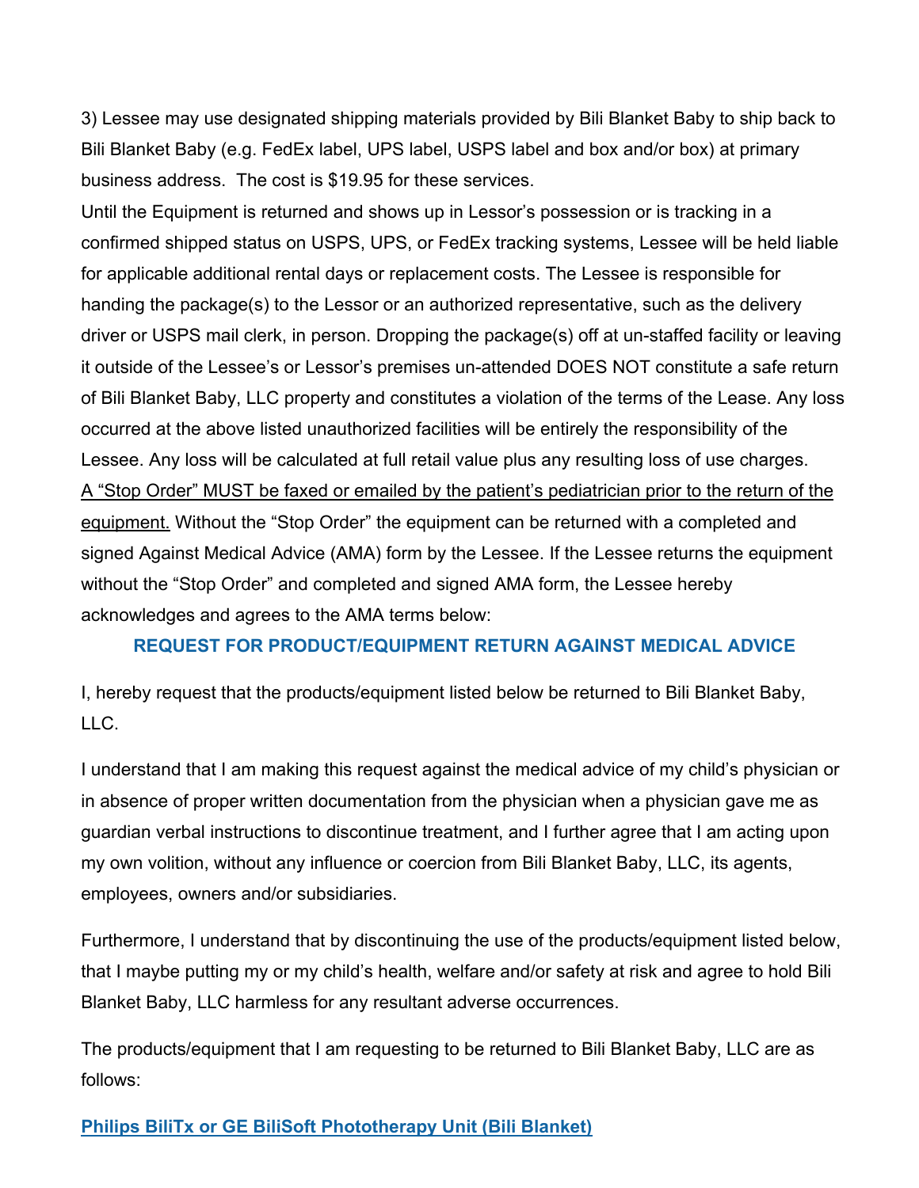3) Lessee may use designated shipping materials provided by Bili Blanket Baby to ship back to Bili Blanket Baby (e.g. FedEx label, UPS label, USPS label and box and/or box) at primary business address. The cost is $19.95 for these services.

Until the Equipment is returned and shows up in Lessor's possession or is tracking in a confirmed shipped status on USPS, UPS, or FedEx tracking systems, Lessee will be held liable for applicable additional rental days or replacement costs. The Lessee is responsible for handing the package(s) to the Lessor or an authorized representative, such as the delivery driver or USPS mail clerk, in person. Dropping the package(s) off at un-staffed facility or leaving it outside of the Lessee's or Lessor's premises un-attended DOES NOT constitute a safe return of Bili Blanket Baby, LLC property and constitutes a violation of the terms of the Lease. Any loss occurred at the above listed unauthorized facilities will be entirely the responsibility of the Lessee. Any loss will be calculated at full retail value plus any resulting loss of use charges. A "Stop Order" MUST be faxed or emailed by the patient's pediatrician prior to the return of the equipment. Without the "Stop Order" the equipment can be returned with a completed and signed Against Medical Advice (AMA) form by the Lessee. If the Lessee returns the equipment without the "Stop Order" and completed and signed AMA form, the Lessee hereby acknowledges and agrees to the AMA terms below:

## REQUEST FOR PRODUCT/EQUIPMENT RETURN AGAINST MEDICAL ADVICE

I, hereby request that the products/equipment listed below be returned to Bili Blanket Baby, LLC.

I understand that I am making this request against the medical advice of my child's physician or in absence of proper written documentation from the physician when a physician gave me as guardian verbal instructions to discontinue treatment, and I further agree that I am acting upon my own volition, without any influence or coercion from Bili Blanket Baby, LLC, its agents, employees, owners and/or subsidiaries.

Furthermore, I understand that by discontinuing the use of the products/equipment listed below, that I maybe putting my or my child's health, welfare and/or safety at risk and agree to hold Bili Blanket Baby, LLC harmless for any resultant adverse occurrences.

The products/equipment that I am requesting to be returned to Bili Blanket Baby, LLC are as follows:

**Philips BiliTx or GE BiliSoft Phototherapy Unit (Bili Blanket)**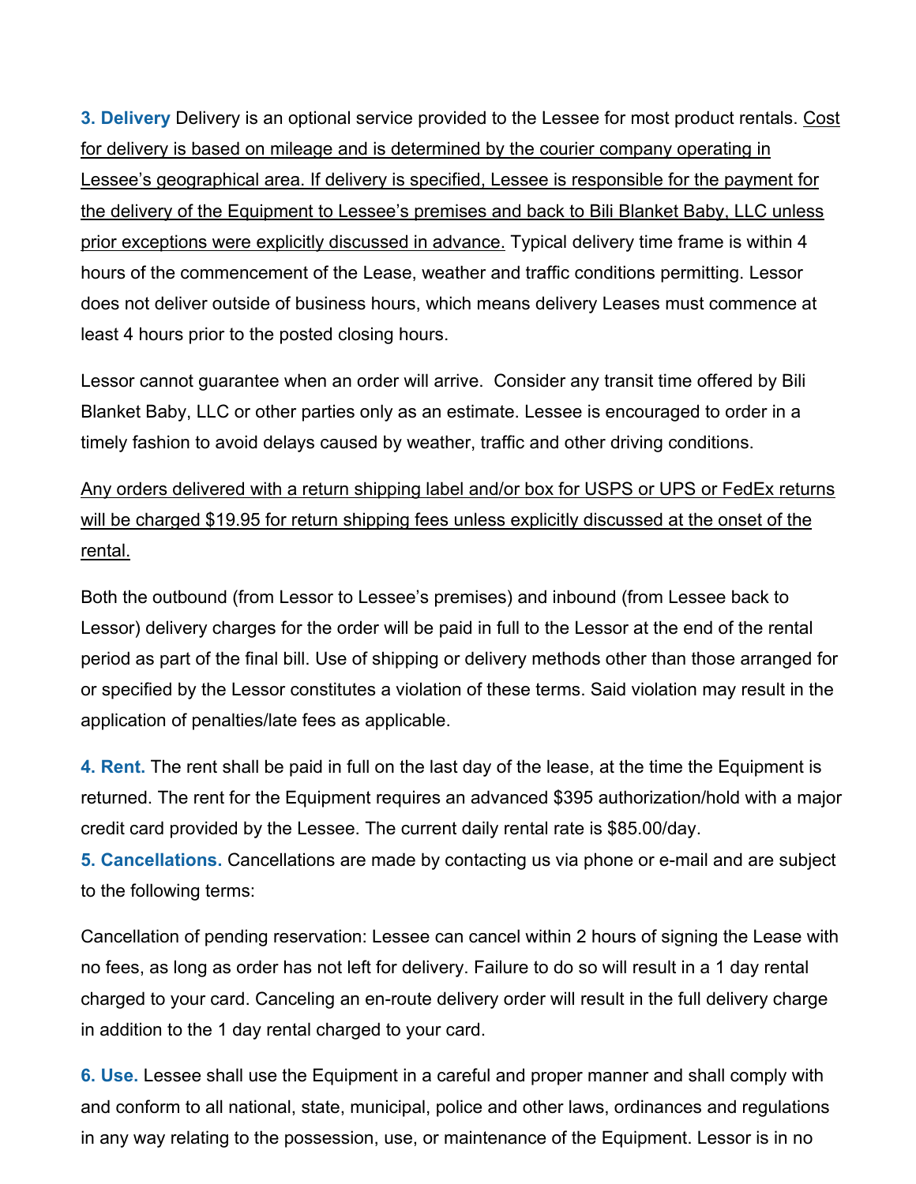**3. Delivery** Delivery is an optional service provided to the Lessee for most product rentals. Cost for delivery is based on mileage and is determined by the courier company operating in Lessee's geographical area. If delivery is specified, Lessee is responsible for the payment for the delivery of the Equipment to Lessee's premises and back to Bili Blanket Baby, LLC unless prior exceptions were explicitly discussed in advance. Typical delivery time frame is within 4 hours of the commencement of the Lease, weather and traffic conditions permitting. Lessor does not deliver outside of business hours, which means delivery Leases must commence at least 4 hours prior to the posted closing hours.

Lessor cannot guarantee when an order will arrive. Consider any transit time offered by Bili Blanket Baby, LLC or other parties only as an estimate. Lessee is encouraged to order in a timely fashion to avoid delays caused by weather, traffic and other driving conditions.

Any orders delivered with a return shipping label and/or box for USPS or UPS or FedEx returns will be charged $19.95 for return shipping fees unless explicitly discussed at the onset of the rental.

Both the outbound (from Lessor to Lessee's premises) and inbound (from Lessee back to Lessor) delivery charges for the order will be paid in full to the Lessor at the end of the rental period as part of the final bill. Use of shipping or delivery methods other than those arranged for or specified by the Lessor constitutes a violation of these terms. Said violation may result in the application of penalties/late fees as applicable.

**4. Rent.** The rent shall be paid in full on the last day of the lease, at the time the Equipment is returned. The rent for the Equipment requires an advanced $395 authorization/hold with a major credit card provided by the Lessee. The current daily rental rate is $85.00/day.

**5. Cancellations.** Cancellations are made by contacting us via phone or e-mail and are subject to the following terms:

Cancellation of pending reservation: Lessee can cancel within 2 hours of signing the Lease with no fees, as long as order has not left for delivery. Failure to do so will result in a 1 day rental charged to your card. Canceling an en-route delivery order will result in the full delivery charge in addition to the 1 day rental charged to your card.

**6. Use.** Lessee shall use the Equipment in a careful and proper manner and shall comply with and conform to all national, state, municipal, police and other laws, ordinances and regulations in any way relating to the possession, use, or maintenance of the Equipment. Lessor is in no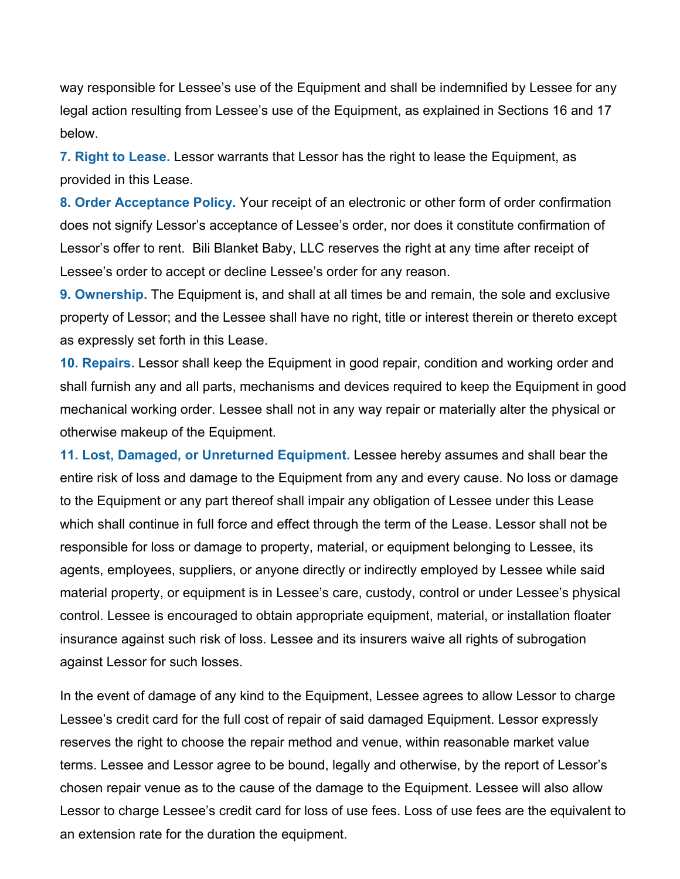way responsible for Lessee's use of the Equipment and shall be indemnified by Lessee for any legal action resulting from Lessee's use of the Equipment, as explained in Sections 16 and 17 below.

**7. Right to Lease.** Lessor warrants that Lessor has the right to lease the Equipment, as provided in this Lease.

**8. Order Acceptance Policy.** Your receipt of an electronic or other form of order confirmation does not signify Lessor's acceptance of Lessee's order, nor does it constitute confirmation of Lessor's offer to rent.  Bili Blanket Baby, LLC reserves the right at any time after receipt of Lessee's order to accept or decline Lessee's order for any reason.

**9. Ownership.** The Equipment is, and shall at all times be and remain, the sole and exclusive property of Lessor; and the Lessee shall have no right, title or interest therein or thereto except as expressly set forth in this Lease.

**10. Repairs.** Lessor shall keep the Equipment in good repair, condition and working order and shall furnish any and all parts, mechanisms and devices required to keep the Equipment in good mechanical working order. Lessee shall not in any way repair or materially alter the physical or otherwise makeup of the Equipment.

**11. Lost, Damaged, or Unreturned Equipment.** Lessee hereby assumes and shall bear the entire risk of loss and damage to the Equipment from any and every cause. No loss or damage to the Equipment or any part thereof shall impair any obligation of Lessee under this Lease which shall continue in full force and effect through the term of the Lease. Lessor shall not be responsible for loss or damage to property, material, or equipment belonging to Lessee, its agents, employees, suppliers, or anyone directly or indirectly employed by Lessee while said material property, or equipment is in Lessee's care, custody, control or under Lessee's physical control. Lessee is encouraged to obtain appropriate equipment, material, or installation floater insurance against such risk of loss. Lessee and its insurers waive all rights of subrogation against Lessor for such losses.

In the event of damage of any kind to the Equipment, Lessee agrees to allow Lessor to charge Lessee's credit card for the full cost of repair of said damaged Equipment. Lessor expressly reserves the right to choose the repair method and venue, within reasonable market value terms. Lessee and Lessor agree to be bound, legally and otherwise, by the report of Lessor's chosen repair venue as to the cause of the damage to the Equipment. Lessee will also allow Lessor to charge Lessee's credit card for loss of use fees. Loss of use fees are the equivalent to an extension rate for the duration the equipment.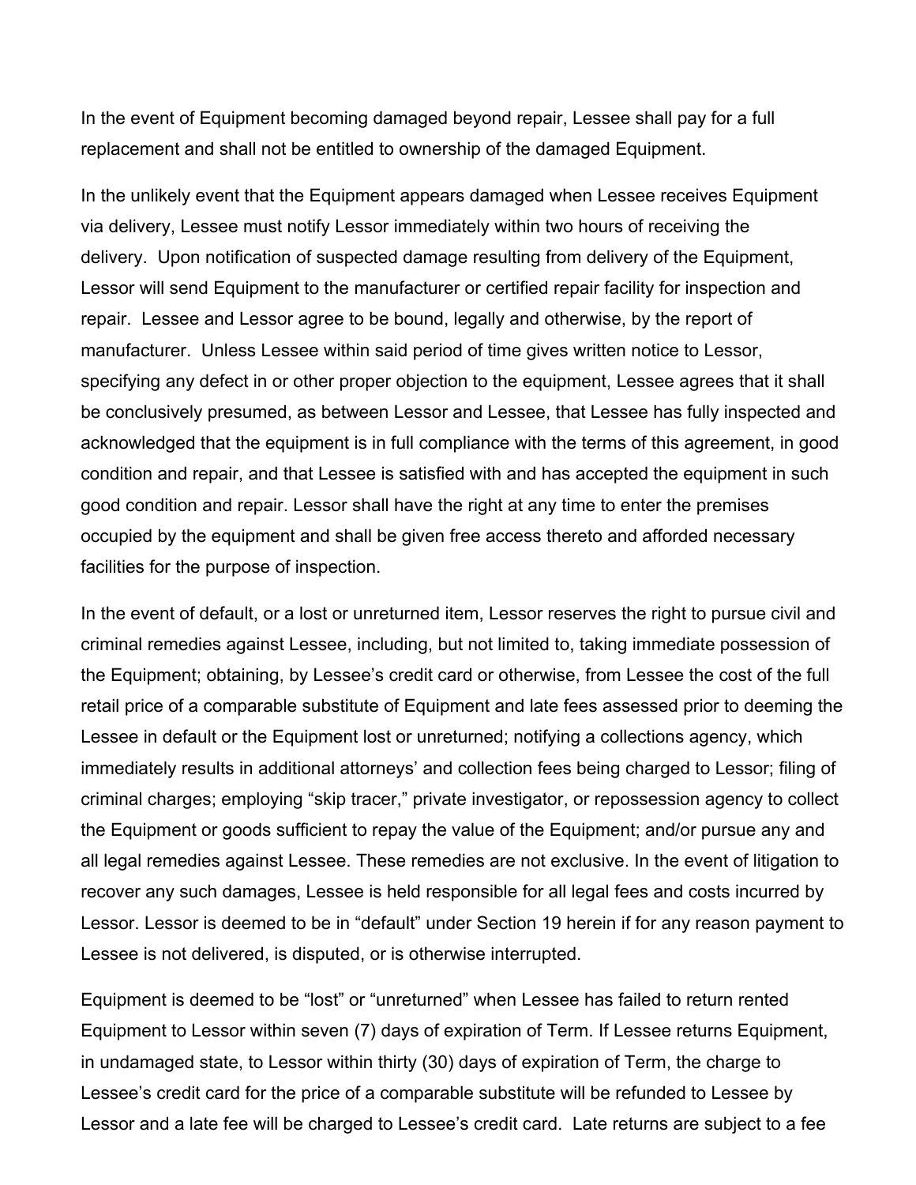In the event of Equipment becoming damaged beyond repair, Lessee shall pay for a full replacement and shall not be entitled to ownership of the damaged Equipment.

In the unlikely event that the Equipment appears damaged when Lessee receives Equipment via delivery, Lessee must notify Lessor immediately within two hours of receiving the delivery. Upon notification of suspected damage resulting from delivery of the Equipment, Lessor will send Equipment to the manufacturer or certified repair facility for inspection and repair. Lessee and Lessor agree to be bound, legally and otherwise, by the report of manufacturer. Unless Lessee within said period of time gives written notice to Lessor, specifying any defect in or other proper objection to the equipment, Lessee agrees that it shall be conclusively presumed, as between Lessor and Lessee, that Lessee has fully inspected and acknowledged that the equipment is in full compliance with the terms of this agreement, in good condition and repair, and that Lessee is satisfied with and has accepted the equipment in such good condition and repair. Lessor shall have the right at any time to enter the premises occupied by the equipment and shall be given free access thereto and afforded necessary facilities for the purpose of inspection.

In the event of default, or a lost or unreturned item, Lessor reserves the right to pursue civil and criminal remedies against Lessee, including, but not limited to, taking immediate possession of the Equipment; obtaining, by Lessee's credit card or otherwise, from Lessee the cost of the full retail price of a comparable substitute of Equipment and late fees assessed prior to deeming the Lessee in default or the Equipment lost or unreturned; notifying a collections agency, which immediately results in additional attorneys' and collection fees being charged to Lessor; filing of criminal charges; employing "skip tracer," private investigator, or repossession agency to collect the Equipment or goods sufficient to repay the value of the Equipment; and/or pursue any and all legal remedies against Lessee. These remedies are not exclusive. In the event of litigation to recover any such damages, Lessee is held responsible for all legal fees and costs incurred by Lessor. Lessor is deemed to be in "default" under Section 19 herein if for any reason payment to Lessee is not delivered, is disputed, or is otherwise interrupted.

Equipment is deemed to be "lost" or "unreturned" when Lessee has failed to return rented Equipment to Lessor within seven (7) days of expiration of Term. If Lessee returns Equipment, in undamaged state, to Lessor within thirty (30) days of expiration of Term, the charge to Lessee's credit card for the price of a comparable substitute will be refunded to Lessee by Lessor and a late fee will be charged to Lessee's credit card. Late returns are subject to a fee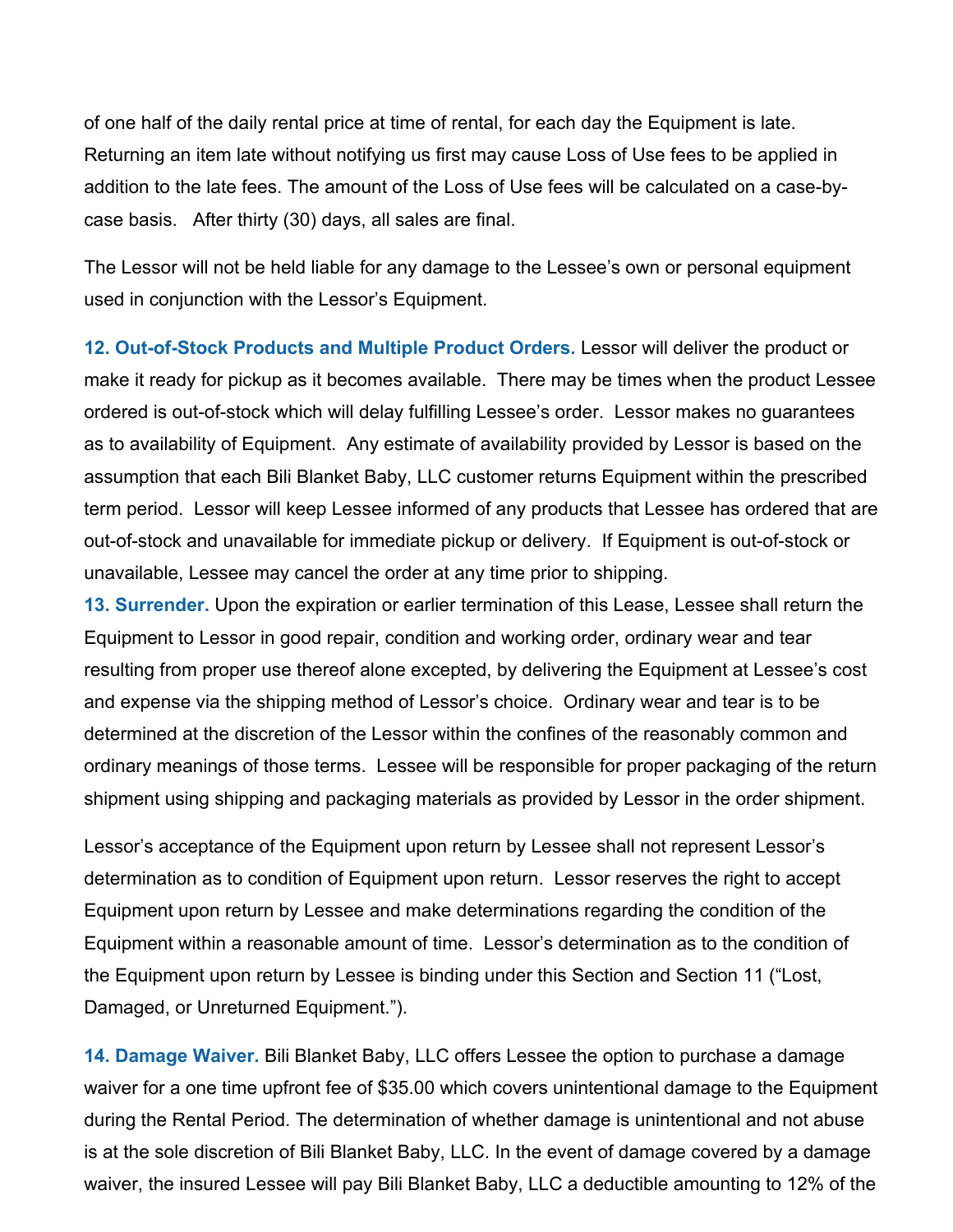of one half of the daily rental price at time of rental, for each day the Equipment is late. Returning an item late without notifying us first may cause Loss of Use fees to be applied in addition to the late fees. The amount of the Loss of Use fees will be calculated on a case-by-case basis.   After thirty (30) days, all sales are final.

The Lessor will not be held liable for any damage to the Lessee's own or personal equipment used in conjunction with the Lessor's Equipment.

**12. Out-of-Stock Products and Multiple Product Orders.** Lessor will deliver the product or make it ready for pickup as it becomes available.  There may be times when the product Lessee ordered is out-of-stock which will delay fulfilling Lessee's order.  Lessor makes no guarantees as to availability of Equipment.  Any estimate of availability provided by Lessor is based on the assumption that each Bili Blanket Baby, LLC customer returns Equipment within the prescribed term period.  Lessor will keep Lessee informed of any products that Lessee has ordered that are out-of-stock and unavailable for immediate pickup or delivery.  If Equipment is out-of-stock or unavailable, Lessee may cancel the order at any time prior to shipping.

**13. Surrender.** Upon the expiration or earlier termination of this Lease, Lessee shall return the Equipment to Lessor in good repair, condition and working order, ordinary wear and tear resulting from proper use thereof alone excepted, by delivering the Equipment at Lessee's cost and expense via the shipping method of Lessor's choice.  Ordinary wear and tear is to be determined at the discretion of the Lessor within the confines of the reasonably common and ordinary meanings of those terms.  Lessee will be responsible for proper packaging of the return shipment using shipping and packaging materials as provided by Lessor in the order shipment.

Lessor's acceptance of the Equipment upon return by Lessee shall not represent Lessor's determination as to condition of Equipment upon return.  Lessor reserves the right to accept Equipment upon return by Lessee and make determinations regarding the condition of the Equipment within a reasonable amount of time.  Lessor's determination as to the condition of the Equipment upon return by Lessee is binding under this Section and Section 11 ("Lost, Damaged, or Unreturned Equipment.").

**14. Damage Waiver.** Bili Blanket Baby, LLC offers Lessee the option to purchase a damage waiver for a one time upfront fee of $35.00 which covers unintentional damage to the Equipment during the Rental Period. The determination of whether damage is unintentional and not abuse is at the sole discretion of Bili Blanket Baby, LLC. In the event of damage covered by a damage waiver, the insured Lessee will pay Bili Blanket Baby, LLC a deductible amounting to 12% of the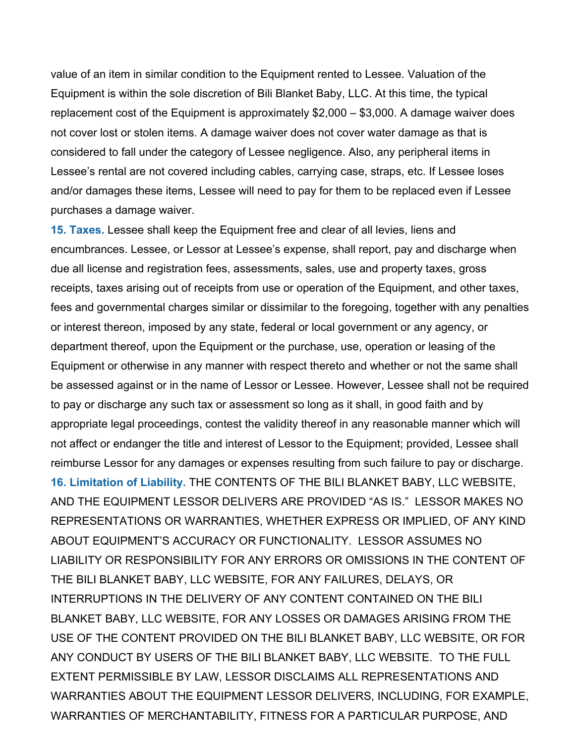value of an item in similar condition to the Equipment rented to Lessee. Valuation of the Equipment is within the sole discretion of Bili Blanket Baby, LLC. At this time, the typical replacement cost of the Equipment is approximately $2,000 – $3,000. A damage waiver does not cover lost or stolen items. A damage waiver does not cover water damage as that is considered to fall under the category of Lessee negligence. Also, any peripheral items in Lessee's rental are not covered including cables, carrying case, straps, etc. If Lessee loses and/or damages these items, Lessee will need to pay for them to be replaced even if Lessee purchases a damage waiver.

**15. Taxes.** Lessee shall keep the Equipment free and clear of all levies, liens and encumbrances. Lessee, or Lessor at Lessee's expense, shall report, pay and discharge when due all license and registration fees, assessments, sales, use and property taxes, gross receipts, taxes arising out of receipts from use or operation of the Equipment, and other taxes, fees and governmental charges similar or dissimilar to the foregoing, together with any penalties or interest thereon, imposed by any state, federal or local government or any agency, or department thereof, upon the Equipment or the purchase, use, operation or leasing of the Equipment or otherwise in any manner with respect thereto and whether or not the same shall be assessed against or in the name of Lessor or Lessee. However, Lessee shall not be required to pay or discharge any such tax or assessment so long as it shall, in good faith and by appropriate legal proceedings, contest the validity thereof in any reasonable manner which will not affect or endanger the title and interest of Lessor to the Equipment; provided, Lessee shall reimburse Lessor for any damages or expenses resulting from such failure to pay or discharge.

**16. Limitation of Liability.** THE CONTENTS OF THE BILI BLANKET BABY, LLC WEBSITE, AND THE EQUIPMENT LESSOR DELIVERS ARE PROVIDED "AS IS." LESSOR MAKES NO REPRESENTATIONS OR WARRANTIES, WHETHER EXPRESS OR IMPLIED, OF ANY KIND ABOUT EQUIPMENT'S ACCURACY OR FUNCTIONALITY. LESSOR ASSUMES NO LIABILITY OR RESPONSIBILITY FOR ANY ERRORS OR OMISSIONS IN THE CONTENT OF THE BILI BLANKET BABY, LLC WEBSITE, FOR ANY FAILURES, DELAYS, OR INTERRUPTIONS IN THE DELIVERY OF ANY CONTENT CONTAINED ON THE BILI BLANKET BABY, LLC WEBSITE, FOR ANY LOSSES OR DAMAGES ARISING FROM THE USE OF THE CONTENT PROVIDED ON THE BILI BLANKET BABY, LLC WEBSITE, OR FOR ANY CONDUCT BY USERS OF THE BILI BLANKET BABY, LLC WEBSITE. TO THE FULL EXTENT PERMISSIBLE BY LAW, LESSOR DISCLAIMS ALL REPRESENTATIONS AND WARRANTIES ABOUT THE EQUIPMENT LESSOR DELIVERS, INCLUDING, FOR EXAMPLE, WARRANTIES OF MERCHANTABILITY, FITNESS FOR A PARTICULAR PURPOSE, AND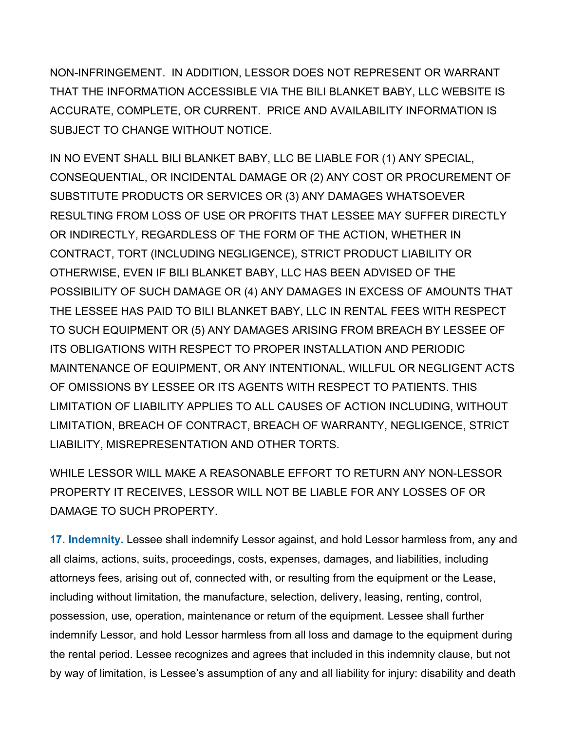NON-INFRINGEMENT. IN ADDITION, LESSOR DOES NOT REPRESENT OR WARRANT THAT THE INFORMATION ACCESSIBLE VIA THE BILI BLANKET BABY, LLC WEBSITE IS ACCURATE, COMPLETE, OR CURRENT. PRICE AND AVAILABILITY INFORMATION IS SUBJECT TO CHANGE WITHOUT NOTICE.

IN NO EVENT SHALL BILI BLANKET BABY, LLC BE LIABLE FOR (1) ANY SPECIAL, CONSEQUENTIAL, OR INCIDENTAL DAMAGE OR (2) ANY COST OR PROCUREMENT OF SUBSTITUTE PRODUCTS OR SERVICES OR (3) ANY DAMAGES WHATSOEVER RESULTING FROM LOSS OF USE OR PROFITS THAT LESSEE MAY SUFFER DIRECTLY OR INDIRECTLY, REGARDLESS OF THE FORM OF THE ACTION, WHETHER IN CONTRACT, TORT (INCLUDING NEGLIGENCE), STRICT PRODUCT LIABILITY OR OTHERWISE, EVEN IF BILI BLANKET BABY, LLC HAS BEEN ADVISED OF THE POSSIBILITY OF SUCH DAMAGE OR (4) ANY DAMAGES IN EXCESS OF AMOUNTS THAT THE LESSEE HAS PAID TO BILI BLANKET BABY, LLC IN RENTAL FEES WITH RESPECT TO SUCH EQUIPMENT OR (5) ANY DAMAGES ARISING FROM BREACH BY LESSEE OF ITS OBLIGATIONS WITH RESPECT TO PROPER INSTALLATION AND PERIODIC MAINTENANCE OF EQUIPMENT, OR ANY INTENTIONAL, WILLFUL OR NEGLIGENT ACTS OF OMISSIONS BY LESSEE OR ITS AGENTS WITH RESPECT TO PATIENTS. THIS LIMITATION OF LIABILITY APPLIES TO ALL CAUSES OF ACTION INCLUDING, WITHOUT LIMITATION, BREACH OF CONTRACT, BREACH OF WARRANTY, NEGLIGENCE, STRICT LIABILITY, MISREPRESENTATION AND OTHER TORTS.

WHILE LESSOR WILL MAKE A REASONABLE EFFORT TO RETURN ANY NON-LESSOR PROPERTY IT RECEIVES, LESSOR WILL NOT BE LIABLE FOR ANY LOSSES OF OR DAMAGE TO SUCH PROPERTY.

**17. Indemnity.** Lessee shall indemnify Lessor against, and hold Lessor harmless from, any and all claims, actions, suits, proceedings, costs, expenses, damages, and liabilities, including attorneys fees, arising out of, connected with, or resulting from the equipment or the Lease, including without limitation, the manufacture, selection, delivery, leasing, renting, control, possession, use, operation, maintenance or return of the equipment. Lessee shall further indemnify Lessor, and hold Lessor harmless from all loss and damage to the equipment during the rental period. Lessee recognizes and agrees that included in this indemnity clause, but not by way of limitation, is Lessee's assumption of any and all liability for injury: disability and death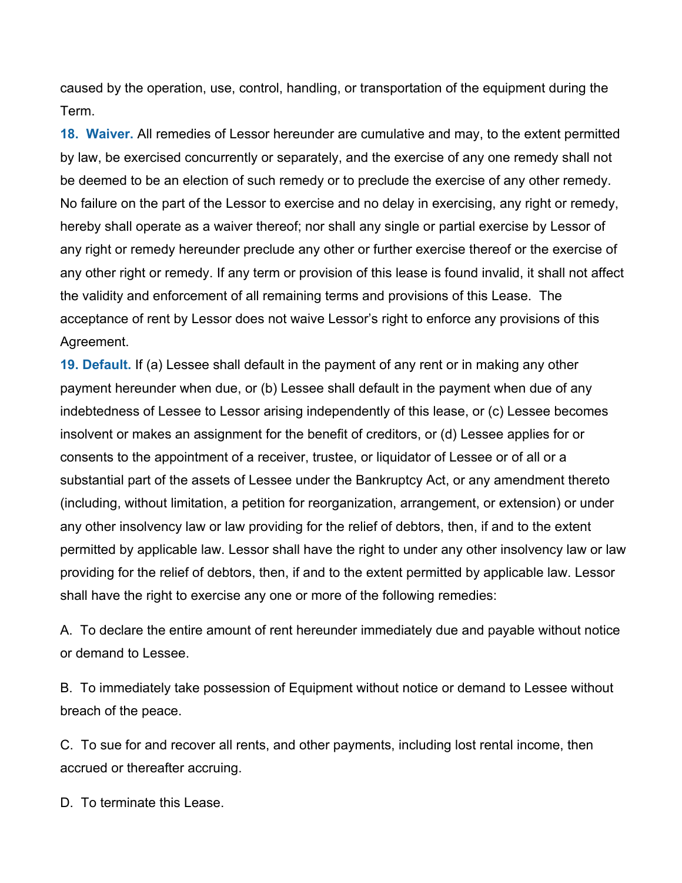caused by the operation, use, control, handling, or transportation of the equipment during the Term.

**18. Waiver.** All remedies of Lessor hereunder are cumulative and may, to the extent permitted by law, be exercised concurrently or separately, and the exercise of any one remedy shall not be deemed to be an election of such remedy or to preclude the exercise of any other remedy. No failure on the part of the Lessor to exercise and no delay in exercising, any right or remedy, hereby shall operate as a waiver thereof; nor shall any single or partial exercise by Lessor of any right or remedy hereunder preclude any other or further exercise thereof or the exercise of any other right or remedy. If any term or provision of this lease is found invalid, it shall not affect the validity and enforcement of all remaining terms and provisions of this Lease. The acceptance of rent by Lessor does not waive Lessor's right to enforce any provisions of this Agreement.

**19. Default.** If (a) Lessee shall default in the payment of any rent or in making any other payment hereunder when due, or (b) Lessee shall default in the payment when due of any indebtedness of Lessee to Lessor arising independently of this lease, or (c) Lessee becomes insolvent or makes an assignment for the benefit of creditors, or (d) Lessee applies for or consents to the appointment of a receiver, trustee, or liquidator of Lessee or of all or a substantial part of the assets of Lessee under the Bankruptcy Act, or any amendment thereto (including, without limitation, a petition for reorganization, arrangement, or extension) or under any other insolvency law or law providing for the relief of debtors, then, if and to the extent permitted by applicable law. Lessor shall have the right to under any other insolvency law or law providing for the relief of debtors, then, if and to the extent permitted by applicable law. Lessor shall have the right to exercise any one or more of the following remedies:

A. To declare the entire amount of rent hereunder immediately due and payable without notice or demand to Lessee.

B. To immediately take possession of Equipment without notice or demand to Lessee without breach of the peace.

C. To sue for and recover all rents, and other payments, including lost rental income, then accrued or thereafter accruing.

D. To terminate this Lease.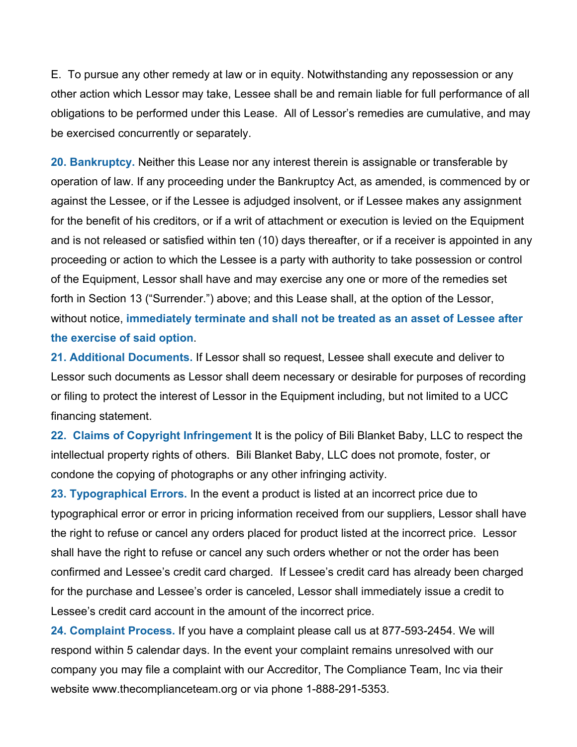E. To pursue any other remedy at law or in equity. Notwithstanding any repossession or any other action which Lessor may take, Lessee shall be and remain liable for full performance of all obligations to be performed under this Lease. All of Lessor's remedies are cumulative, and may be exercised concurrently or separately.

**20. Bankruptcy.** Neither this Lease nor any interest therein is assignable or transferable by operation of law. If any proceeding under the Bankruptcy Act, as amended, is commenced by or against the Lessee, or if the Lessee is adjudged insolvent, or if Lessee makes any assignment for the benefit of his creditors, or if a writ of attachment or execution is levied on the Equipment and is not released or satisfied within ten (10) days thereafter, or if a receiver is appointed in any proceeding or action to which the Lessee is a party with authority to take possession or control of the Equipment, Lessor shall have and may exercise any one or more of the remedies set forth in Section 13 ("Surrender.") above; and this Lease shall, at the option of the Lessor, without notice, **immediately terminate and shall not be treated as an asset of Lessee after the exercise of said option**.

**21. Additional Documents.** If Lessor shall so request, Lessee shall execute and deliver to Lessor such documents as Lessor shall deem necessary or desirable for purposes of recording or filing to protect the interest of Lessor in the Equipment including, but not limited to a UCC financing statement.

**22. Claims of Copyright Infringement** It is the policy of Bili Blanket Baby, LLC to respect the intellectual property rights of others. Bili Blanket Baby, LLC does not promote, foster, or condone the copying of photographs or any other infringing activity.

**23. Typographical Errors.** In the event a product is listed at an incorrect price due to typographical error or error in pricing information received from our suppliers, Lessor shall have the right to refuse or cancel any orders placed for product listed at the incorrect price. Lessor shall have the right to refuse or cancel any such orders whether or not the order has been confirmed and Lessee's credit card charged. If Lessee's credit card has already been charged for the purchase and Lessee's order is canceled, Lessor shall immediately issue a credit to Lessee's credit card account in the amount of the incorrect price.

**24. Complaint Process.** If you have a complaint please call us at 877-593-2454. We will respond within 5 calendar days. In the event your complaint remains unresolved with our company you may file a complaint with our Accreditor, The Compliance Team, Inc via their website www.thecomplianceteam.org or via phone 1-888-291-5353.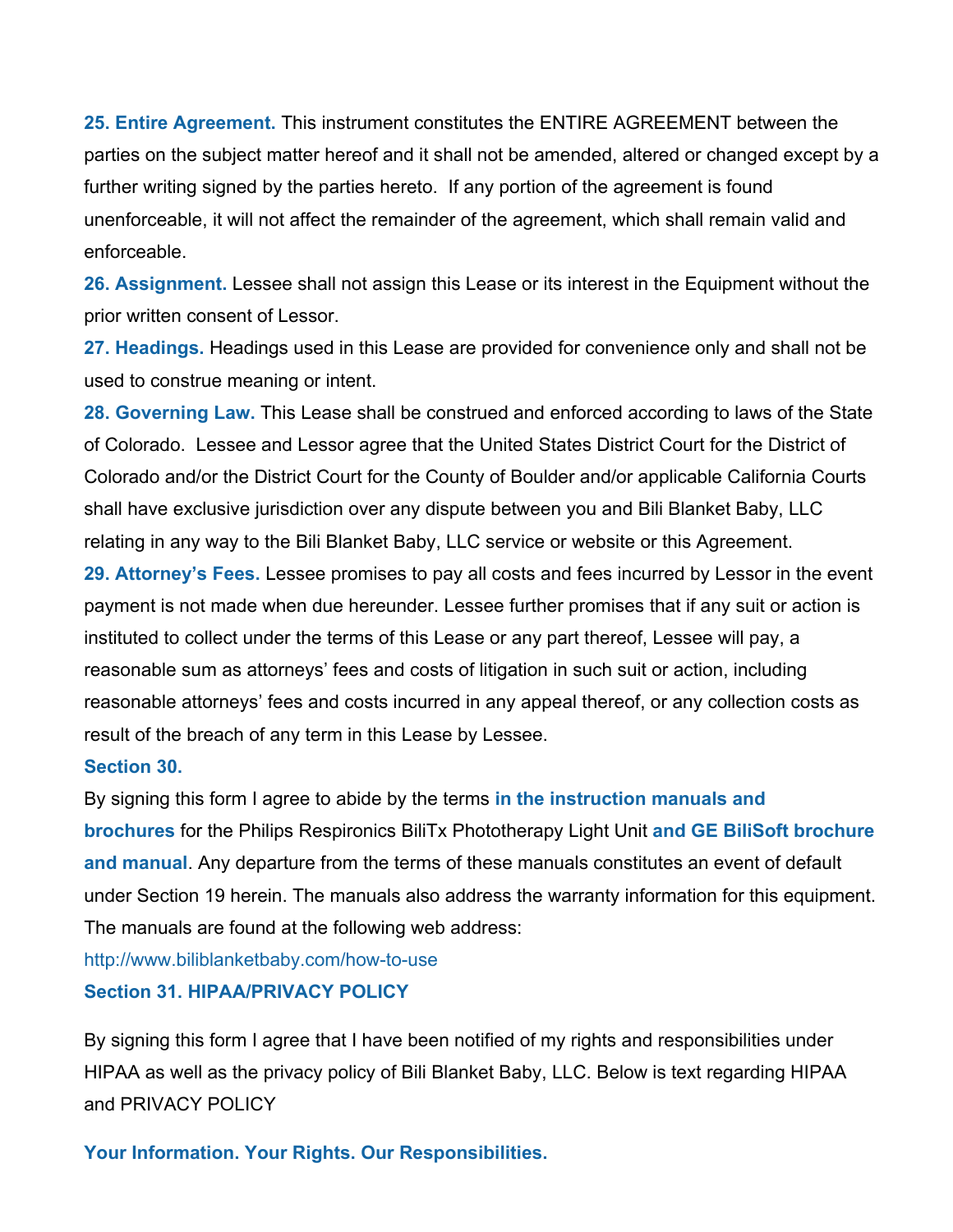**25. Entire Agreement.** This instrument constitutes the ENTIRE AGREEMENT between the parties on the subject matter hereof and it shall not be amended, altered or changed except by a further writing signed by the parties hereto. If any portion of the agreement is found unenforceable, it will not affect the remainder of the agreement, which shall remain valid and enforceable.

**26. Assignment.** Lessee shall not assign this Lease or its interest in the Equipment without the prior written consent of Lessor.

**27. Headings.** Headings used in this Lease are provided for convenience only and shall not be used to construe meaning or intent.

**28. Governing Law.** This Lease shall be construed and enforced according to laws of the State of Colorado. Lessee and Lessor agree that the United States District Court for the District of Colorado and/or the District Court for the County of Boulder and/or applicable California Courts shall have exclusive jurisdiction over any dispute between you and Bili Blanket Baby, LLC relating in any way to the Bili Blanket Baby, LLC service or website or this Agreement.

**29. Attorney's Fees.** Lessee promises to pay all costs and fees incurred by Lessor in the event payment is not made when due hereunder. Lessee further promises that if any suit or action is instituted to collect under the terms of this Lease or any part thereof, Lessee will pay, a reasonable sum as attorneys' fees and costs of litigation in such suit or action, including reasonable attorneys' fees and costs incurred in any appeal thereof, or any collection costs as result of the breach of any term in this Lease by Lessee.

**Section 30.**

By signing this form I agree to abide by the terms **in the instruction manuals and brochures** for the Philips Respironics BiliTx Phototherapy Light Unit **and GE BiliSoft brochure and manual**. Any departure from the terms of these manuals constitutes an event of default under Section 19 herein. The manuals also address the warranty information for this equipment. The manuals are found at the following web address:

http://www.biliblanketbaby.com/how-to-use

**Section 31. HIPAA/PRIVACY POLICY**

By signing this form I agree that I have been notified of my rights and responsibilities under HIPAA as well as the privacy policy of Bili Blanket Baby, LLC. Below is text regarding HIPAA and PRIVACY POLICY

**Your Information. Your Rights. Our Responsibilities.**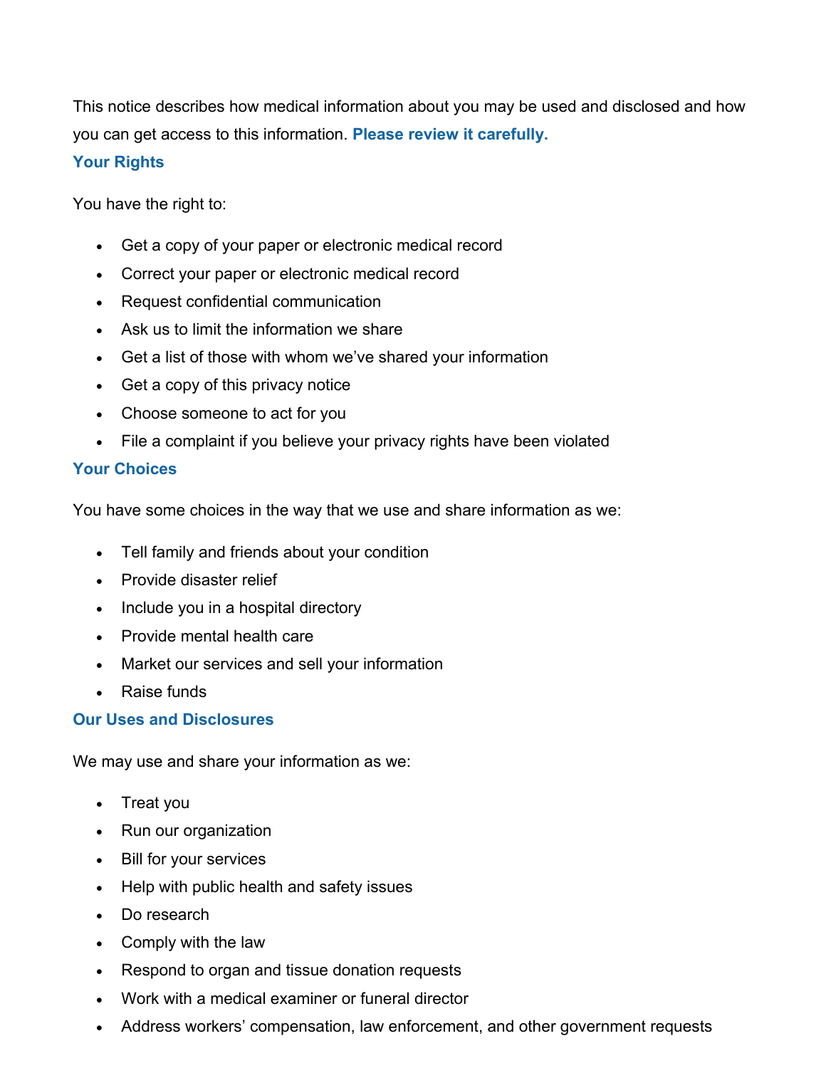This notice describes how medical information about you may be used and disclosed and how you can get access to this information. **Please review it carefully.**

## Your Rights

You have the right to:

- Get a copy of your paper or electronic medical record
- Correct your paper or electronic medical record
- Request confidential communication
- Ask us to limit the information we share
- Get a list of those with whom we've shared your information
- Get a copy of this privacy notice
- Choose someone to act for you
- File a complaint if you believe your privacy rights have been violated

## Your Choices

You have some choices in the way that we use and share information as we:

- Tell family and friends about your condition
- Provide disaster relief
- Include you in a hospital directory
- Provide mental health care
- Market our services and sell your information
- Raise funds

## Our Uses and Disclosures

We may use and share your information as we:

- Treat you
- Run our organization
- Bill for your services
- Help with public health and safety issues
- Do research
- Comply with the law
- Respond to organ and tissue donation requests
- Work with a medical examiner or funeral director
- Address workers' compensation, law enforcement, and other government requests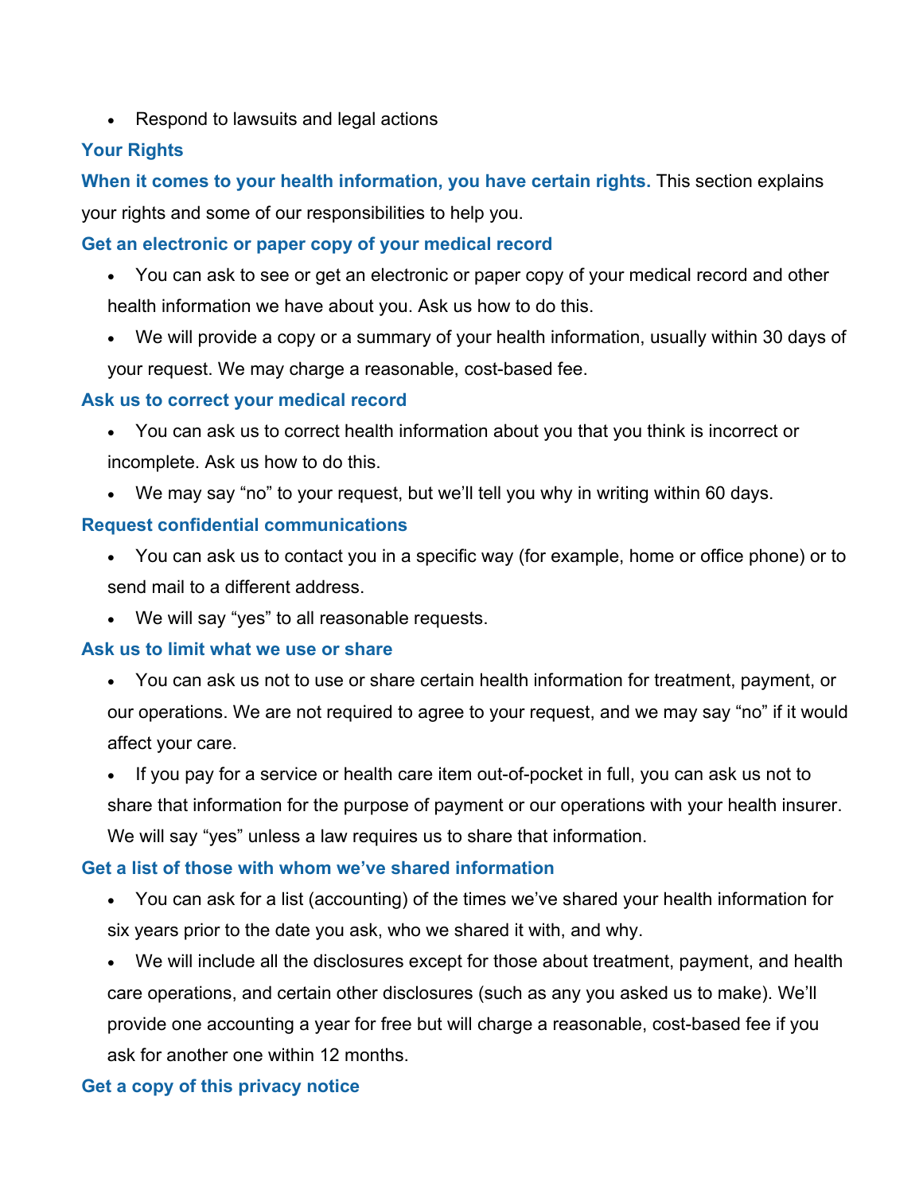- Respond to lawsuits and legal actions

## Your Rights

**When it comes to your health information, you have certain rights.** This section explains your rights and some of our responsibilities to help you.

### Get an electronic or paper copy of your medical record

- You can ask to see or get an electronic or paper copy of your medical record and other health information we have about you. Ask us how to do this.
- We will provide a copy or a summary of your health information, usually within 30 days of your request. We may charge a reasonable, cost-based fee.

### Ask us to correct your medical record

- You can ask us to correct health information about you that you think is incorrect or incomplete. Ask us how to do this.
- We may say "no" to your request, but we'll tell you why in writing within 60 days.

### Request confidential communications

- You can ask us to contact you in a specific way (for example, home or office phone) or to send mail to a different address.
- We will say "yes" to all reasonable requests.

### Ask us to limit what we use or share

- You can ask us not to use or share certain health information for treatment, payment, or our operations. We are not required to agree to your request, and we may say "no" if it would affect your care.
- If you pay for a service or health care item out-of-pocket in full, you can ask us not to share that information for the purpose of payment or our operations with your health insurer. We will say "yes" unless a law requires us to share that information.

### Get a list of those with whom we've shared information

- You can ask for a list (accounting) of the times we've shared your health information for six years prior to the date you ask, who we shared it with, and why.
- We will include all the disclosures except for those about treatment, payment, and health care operations, and certain other disclosures (such as any you asked us to make). We'll provide one accounting a year for free but will charge a reasonable, cost-based fee if you ask for another one within 12 months.

### Get a copy of this privacy notice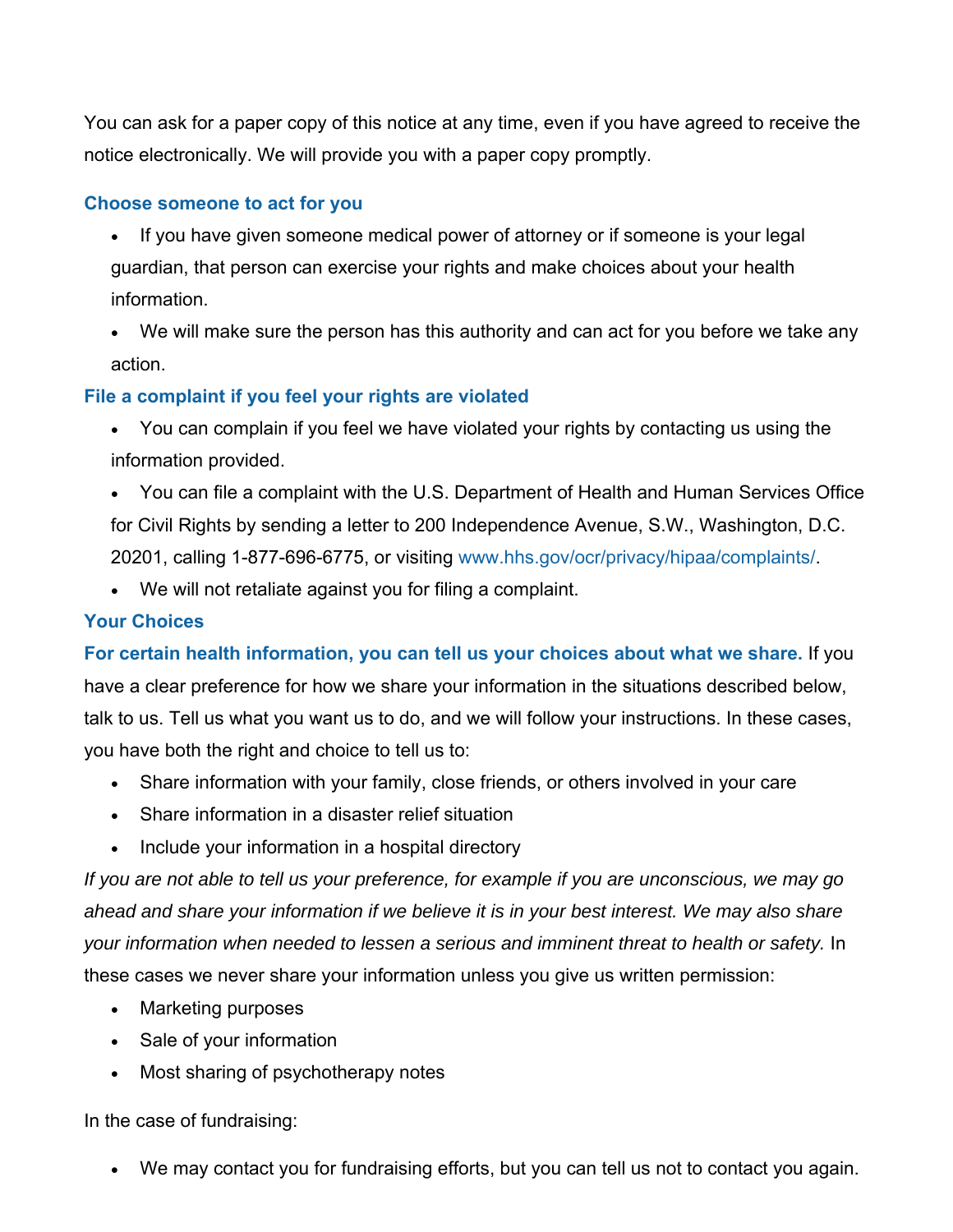You can ask for a paper copy of this notice at any time, even if you have agreed to receive the notice electronically. We will provide you with a paper copy promptly.

### Choose someone to act for you

- If you have given someone medical power of attorney or if someone is your legal guardian, that person can exercise your rights and make choices about your health information.
- We will make sure the person has this authority and can act for you before we take any action.

### File a complaint if you feel your rights are violated

- You can complain if you feel we have violated your rights by contacting us using the information provided.
- You can file a complaint with the U.S. Department of Health and Human Services Office for Civil Rights by sending a letter to 200 Independence Avenue, S.W., Washington, D.C. 20201, calling 1-877-696-6775, or visiting www.hhs.gov/ocr/privacy/hipaa/complaints/.
- We will not retaliate against you for filing a complaint.

### Your Choices

**For certain health information, you can tell us your choices about what we share.** If you have a clear preference for how we share your information in the situations described below, talk to us. Tell us what you want us to do, and we will follow your instructions. In these cases, you have both the right and choice to tell us to:

- Share information with your family, close friends, or others involved in your care
- Share information in a disaster relief situation
- Include your information in a hospital directory

*If you are not able to tell us your preference, for example if you are unconscious, we may go ahead and share your information if we believe it is in your best interest. We may also share your information when needed to lessen a serious and imminent threat to health or safety.* In these cases we never share your information unless you give us written permission:

- Marketing purposes
- Sale of your information
- Most sharing of psychotherapy notes

In the case of fundraising:

- We may contact you for fundraising efforts, but you can tell us not to contact you again.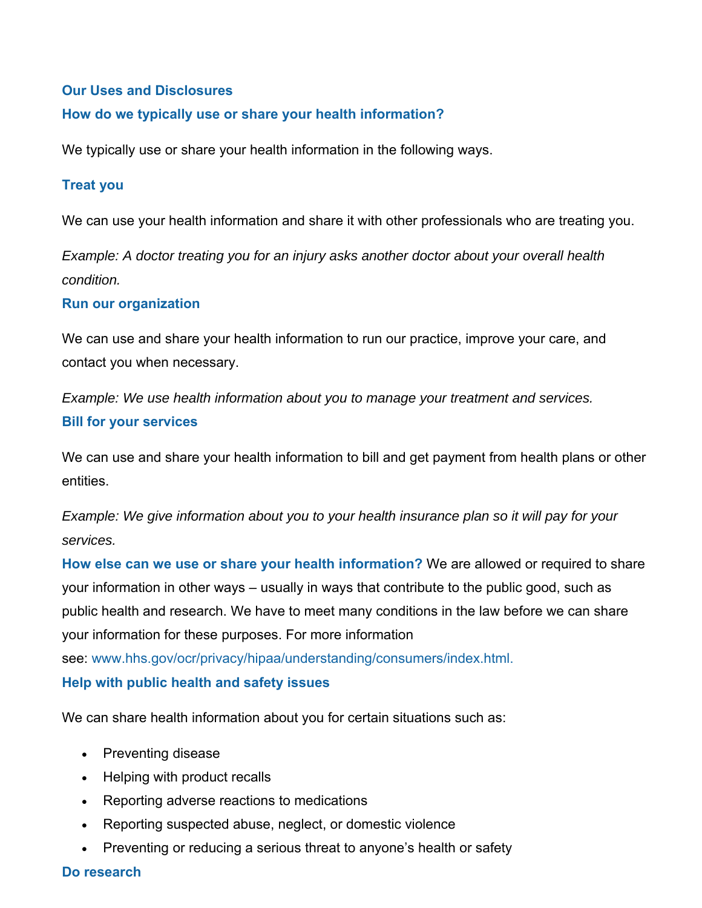## Our Uses and Disclosures

### How do we typically use or share your health information?

We typically use or share your health information in the following ways.

### Treat you

We can use your health information and share it with other professionals who are treating you.

*Example: A doctor treating you for an injury asks another doctor about your overall health condition.*

### Run our organization

We can use and share your health information to run our practice, improve your care, and contact you when necessary.

*Example: We use health information about you to manage your treatment and services.*

### Bill for your services

We can use and share your health information to bill and get payment from health plans or other entities.

*Example: We give information about you to your health insurance plan so it will pay for your services.*

**How else can we use or share your health information?** We are allowed or required to share your information in other ways – usually in ways that contribute to the public good, such as public health and research. We have to meet many conditions in the law before we can share your information for these purposes. For more information see: www.hhs.gov/ocr/privacy/hipaa/understanding/consumers/index.html.

### Help with public health and safety issues

We can share health information about you for certain situations such as:

- Preventing disease
- Helping with product recalls
- Reporting adverse reactions to medications
- Reporting suspected abuse, neglect, or domestic violence
- Preventing or reducing a serious threat to anyone's health or safety

### Do research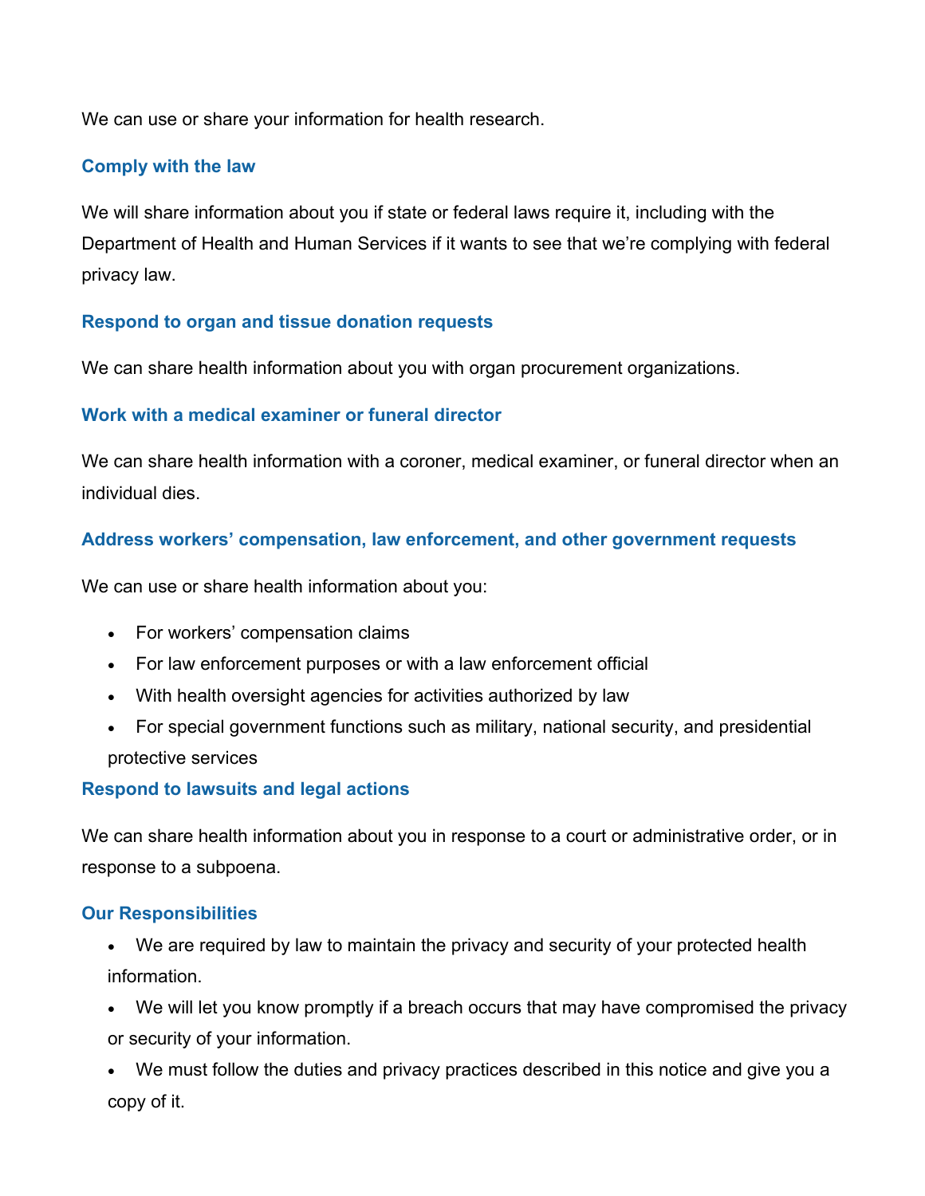We can use or share your information for health research.

### Comply with the law

We will share information about you if state or federal laws require it, including with the Department of Health and Human Services if it wants to see that we're complying with federal privacy law.

### Respond to organ and tissue donation requests

We can share health information about you with organ procurement organizations.

### Work with a medical examiner or funeral director

We can share health information with a coroner, medical examiner, or funeral director when an individual dies.

### Address workers' compensation, law enforcement, and other government requests

We can use or share health information about you:

- For workers' compensation claims
- For law enforcement purposes or with a law enforcement official
- With health oversight agencies for activities authorized by law
- For special government functions such as military, national security, and presidential protective services

### Respond to lawsuits and legal actions

We can share health information about you in response to a court or administrative order, or in response to a subpoena.

### Our Responsibilities

- We are required by law to maintain the privacy and security of your protected health information.
- We will let you know promptly if a breach occurs that may have compromised the privacy or security of your information.
- We must follow the duties and privacy practices described in this notice and give you a copy of it.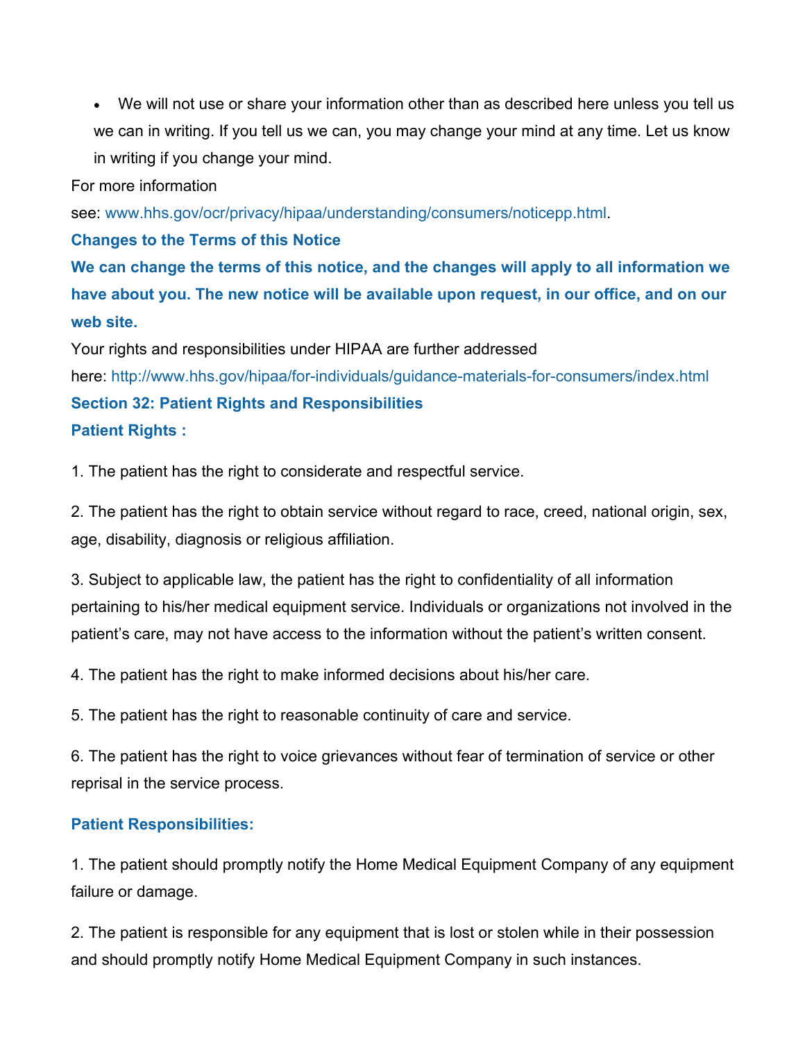- We will not use or share your information other than as described here unless you tell us we can in writing. If you tell us we can, you may change your mind at any time. Let us know in writing if you change your mind.

For more information see: www.hhs.gov/ocr/privacy/hipaa/understanding/consumers/noticepp.html.

### Changes to the Terms of this Notice

**We can change the terms of this notice, and the changes will apply to all information we have about you. The new notice will be available upon request, in our office, and on our web site.**

Your rights and responsibilities under HIPAA are further addressed here: http://www.hhs.gov/hipaa/for-individuals/guidance-materials-for-consumers/index.html

## Section 32: Patient Rights and Responsibilities

### Patient Rights :

1. The patient has the right to considerate and respectful service.

2. The patient has the right to obtain service without regard to race, creed, national origin, sex, age, disability, diagnosis or religious affiliation.

3. Subject to applicable law, the patient has the right to confidentiality of all information pertaining to his/her medical equipment service. Individuals or organizations not involved in the patient's care, may not have access to the information without the patient's written consent.

4. The patient has the right to make informed decisions about his/her care.

5. The patient has the right to reasonable continuity of care and service.

6. The patient has the right to voice grievances without fear of termination of service or other reprisal in the service process.

### Patient Responsibilities:

1. The patient should promptly notify the Home Medical Equipment Company of any equipment failure or damage.

2. The patient is responsible for any equipment that is lost or stolen while in their possession and should promptly notify Home Medical Equipment Company in such instances.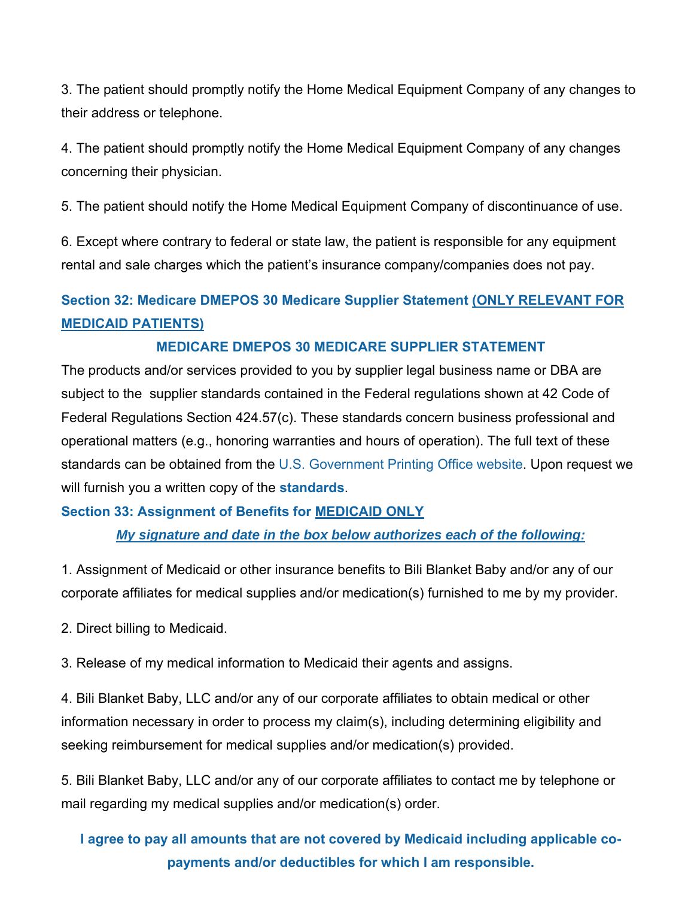3. The patient should promptly notify the Home Medical Equipment Company of any changes to their address or telephone.

4. The patient should promptly notify the Home Medical Equipment Company of any changes concerning their physician.

5. The patient should notify the Home Medical Equipment Company of discontinuance of use.

6. Except where contrary to federal or state law, the patient is responsible for any equipment rental and sale charges which the patient's insurance company/companies does not pay.

### Section 32: Medicare DMEPOS 30 Medicare Supplier Statement (ONLY RELEVANT FOR MEDICAID PATIENTS)

**MEDICARE DMEPOS 30 MEDICARE SUPPLIER STATEMENT**

The products and/or services provided to you by supplier legal business name or DBA are subject to the supplier standards contained in the Federal regulations shown at 42 Code of Federal Regulations Section 424.57(c). These standards concern business professional and operational matters (e.g., honoring warranties and hours of operation). The full text of these standards can be obtained from the U.S. Government Printing Office website. Upon request we will furnish you a written copy of the **standards**.

### Section 33: Assignment of Benefits for MEDICAID ONLY

***My signature and date in the box below authorizes each of the following:***

1. Assignment of Medicaid or other insurance benefits to Bili Blanket Baby and/or any of our corporate affiliates for medical supplies and/or medication(s) furnished to me by my provider.

2. Direct billing to Medicaid.

3. Release of my medical information to Medicaid their agents and assigns.

4. Bili Blanket Baby, LLC and/or any of our corporate affiliates to obtain medical or other information necessary in order to process my claim(s), including determining eligibility and seeking reimbursement for medical supplies and/or medication(s) provided.

5. Bili Blanket Baby, LLC and/or any of our corporate affiliates to contact me by telephone or mail regarding my medical supplies and/or medication(s) order.

**I agree to pay all amounts that are not covered by Medicaid including applicable co-payments and/or deductibles for which I am responsible.**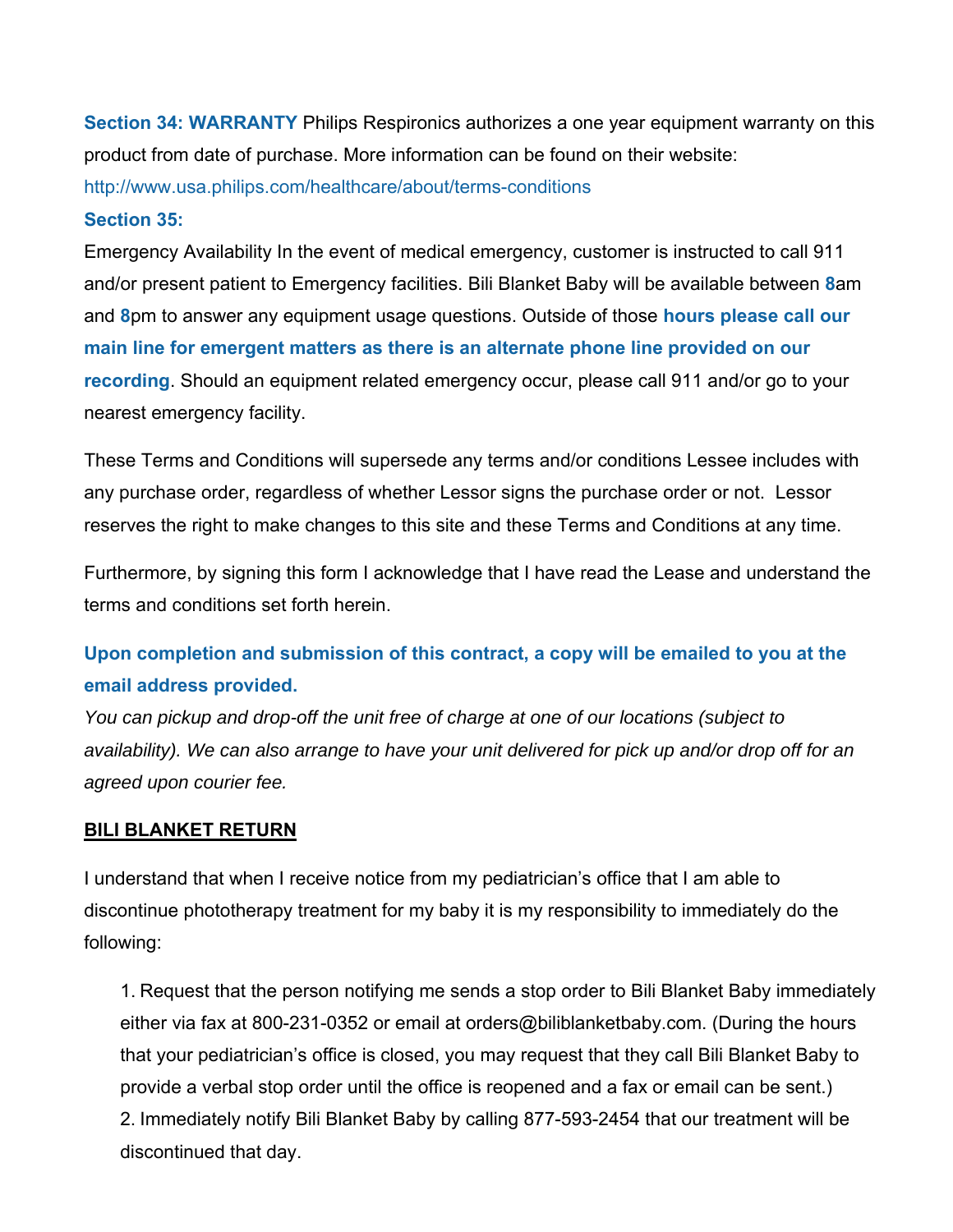**Section 34: WARRANTY** Philips Respironics authorizes a one year equipment warranty on this product from date of purchase. More information can be found on their website: http://www.usa.philips.com/healthcare/about/terms-conditions

**Section 35:**

Emergency Availability In the event of medical emergency, customer is instructed to call 911 and/or present patient to Emergency facilities. Bili Blanket Baby will be available between **8**am and **8**pm to answer any equipment usage questions. Outside of those **hours please call our main line for emergent matters as there is an alternate phone line provided on our recording**. Should an equipment related emergency occur, please call 911 and/or go to your nearest emergency facility.

These Terms and Conditions will supersede any terms and/or conditions Lessee includes with any purchase order, regardless of whether Lessor signs the purchase order or not. Lessor reserves the right to make changes to this site and these Terms and Conditions at any time.

Furthermore, by signing this form I acknowledge that I have read the Lease and understand the terms and conditions set forth herein.

**Upon completion and submission of this contract, a copy will be emailed to you at the email address provided.**

*You can pickup and drop-off the unit free of charge at one of our locations (subject to availability). We can also arrange to have your unit delivered for pick up and/or drop off for an agreed upon courier fee.*

**BILI BLANKET RETURN**

I understand that when I receive notice from my pediatrician's office that I am able to discontinue phototherapy treatment for my baby it is my responsibility to immediately do the following:

1. Request that the person notifying me sends a stop order to Bili Blanket Baby immediately either via fax at 800-231-0352 or email at orders@biliblanketbaby.com. (During the hours that your pediatrician's office is closed, you may request that they call Bili Blanket Baby to provide a verbal stop order until the office is reopened and a fax or email can be sent.)
2. Immediately notify Bili Blanket Baby by calling 877-593-2454 that our treatment will be discontinued that day.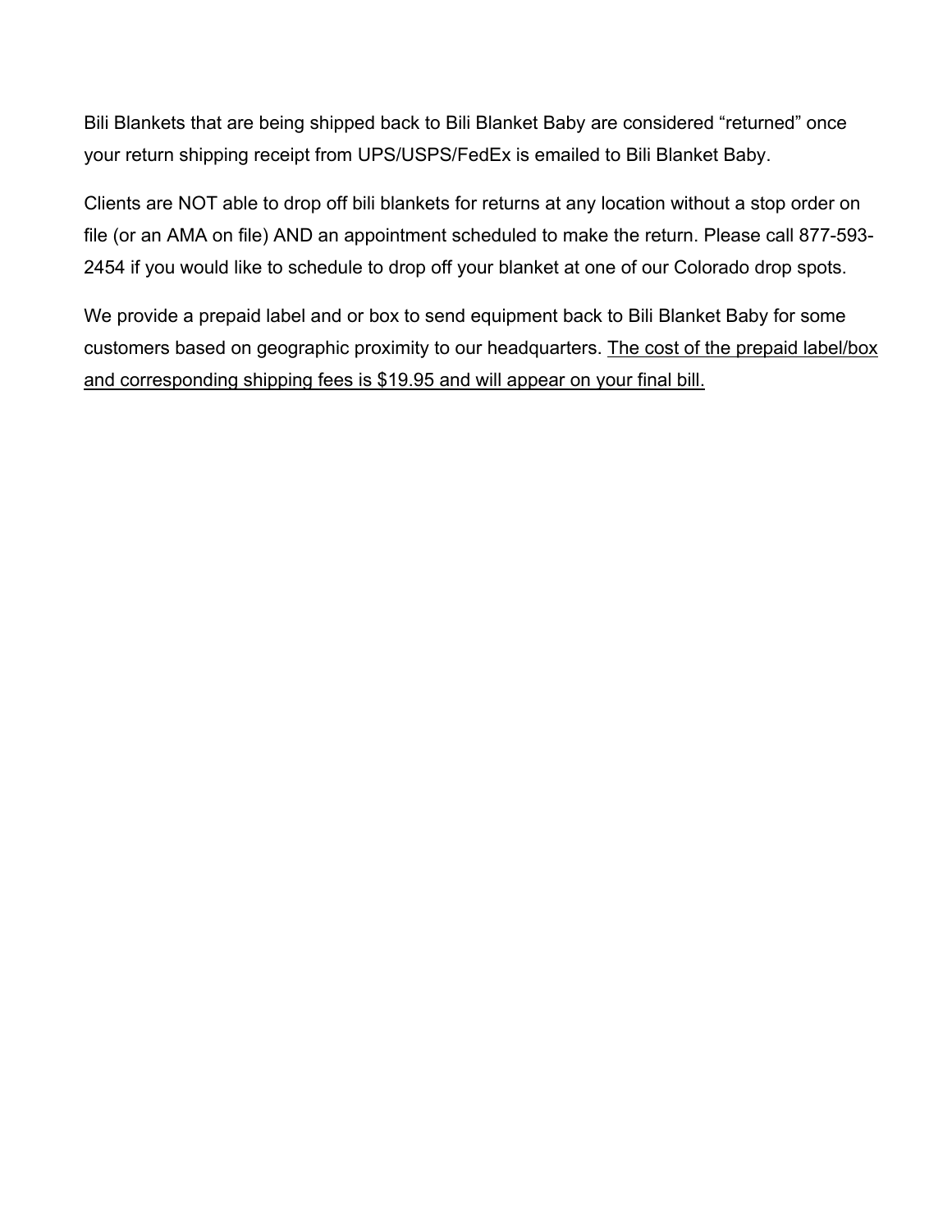Bili Blankets that are being shipped back to Bili Blanket Baby are considered “returned” once your return shipping receipt from UPS/USPS/FedEx is emailed to Bili Blanket Baby.

Clients are NOT able to drop off bili blankets for returns at any location without a stop order on file (or an AMA on file) AND an appointment scheduled to make the return. Please call 877-593-2454 if you would like to schedule to drop off your blanket at one of our Colorado drop spots.

We provide a prepaid label and or box to send equipment back to Bili Blanket Baby for some customers based on geographic proximity to our headquarters. <u>The cost of the prepaid label/box and corresponding shipping fees is $19.95 and will appear on your final bill.</u>